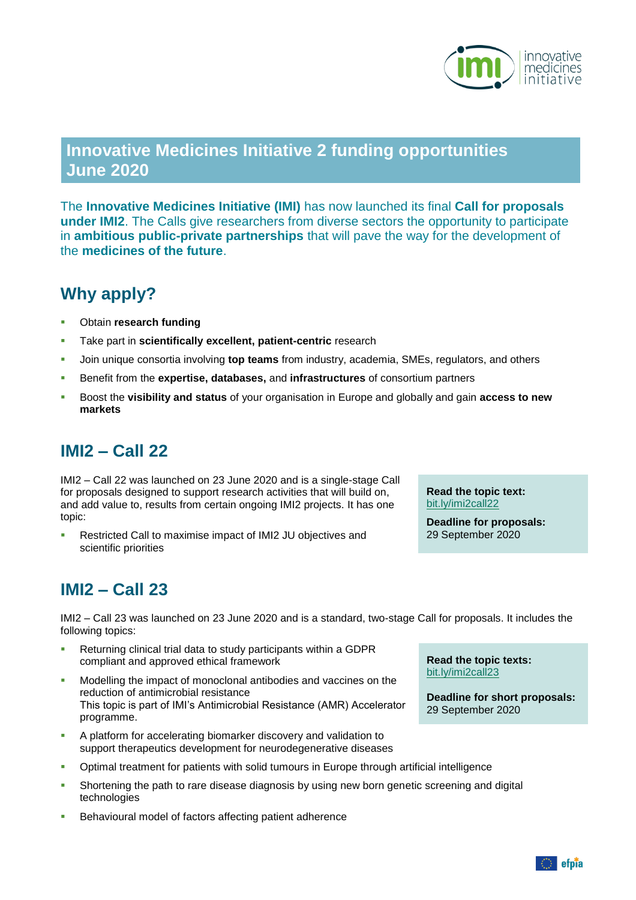# Innovative Medicines Initiative 2 funding opportunities June 2020

The **Innovative Medicines Initiative (IMI)** has now launched its final **Call for proposals under IMI2**. The Calls give researchers from diverse sectors the opportunity to participate in **ambitious public-private partnerships** that will pave the way for the development of the **medicines of the future**.

## Why apply?

- Obtain **research funding**
- Take part in **scientifically excellent, patient-centric** research
- Join unique consortia involving **top teams** from industry, academia, SMEs, regulators, and others
- Benefit from the **expertise, databases,** and **infrastructures** of consortium partners
- Boost the **visibility and status** of your organisation in Europe and globally and gain **access to new markets**

## IMI2 – Call 22

IMI2 – Call 22 was launched on 23 June 2020 and is a single-stage Call for proposals designed to support research activities that will build on, and add value to, results from certain ongoing IMI2 projects. It has one topic:

- Restricted Call to maximise impact of IMI2 JU objectives and scientific priorities

**Read the topic text:** bit.ly/imi2call22

**Deadline for proposals:** 29 September 2020

## IMI2 – Call 23

IMI2 – Call 23 was launched on 23 June 2020 and is a standard, two-stage Call for proposals. It includes the following topics:

- Returning clinical trial data to study participants within a GDPR compliant and approved ethical framework
- Modelling the impact of monoclonal antibodies and vaccines on the reduction of antimicrobial resistance
  This topic is part of IMI's Antimicrobial Resistance (AMR) Accelerator programme.
- A platform for accelerating biomarker discovery and validation to support therapeutics development for neurodegenerative diseases
- Optimal treatment for patients with solid tumours in Europe through artificial intelligence
- Shortening the path to rare disease diagnosis by using new born genetic screening and digital technologies
- Behavioural model of factors affecting patient adherence

**Read the topic texts:** bit.ly/imi2call23

**Deadline for short proposals:** 29 September 2020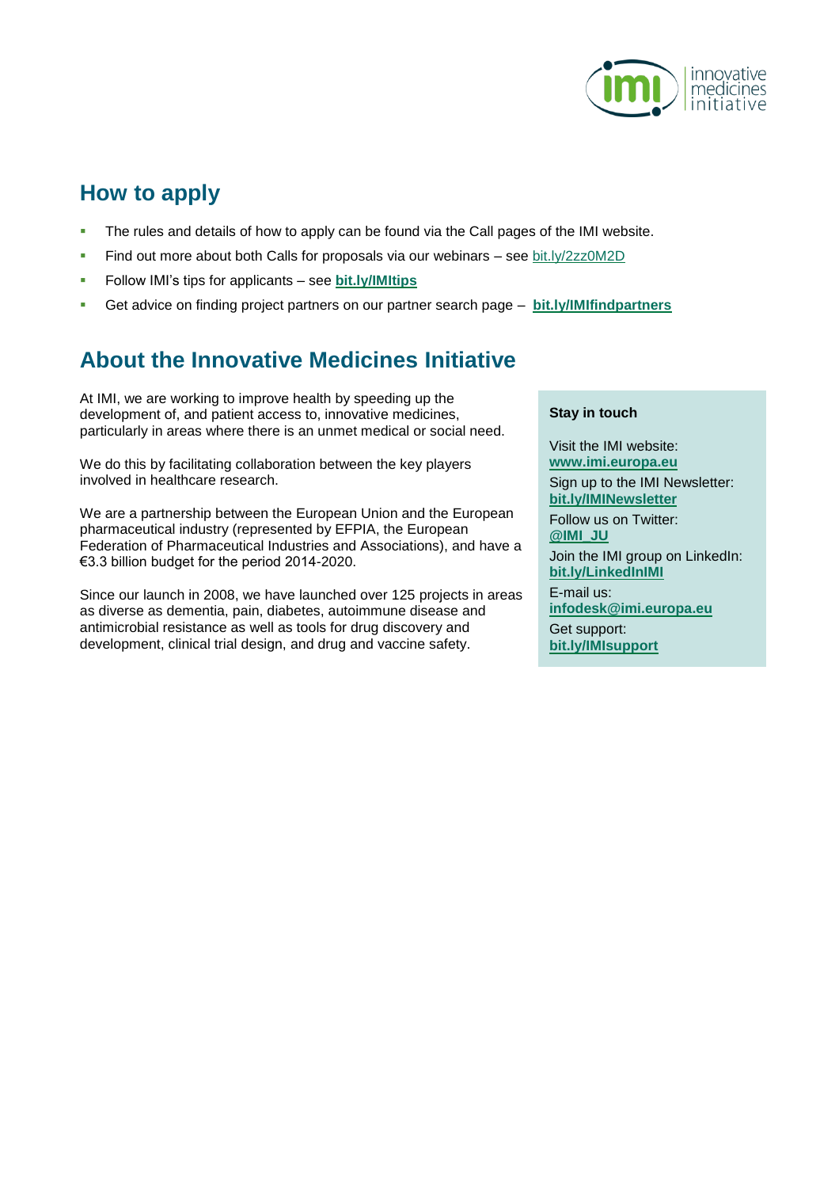## How to apply

- The rules and details of how to apply can be found via the Call pages of the IMI website.
- Find out more about both Calls for proposals via our webinars – see bit.ly/2zz0M2D
- Follow IMI's tips for applicants – see **bit.ly/IMItips**
- Get advice on finding project partners on our partner search page – **bit.ly/IMIfindpartners**

## About the Innovative Medicines Initiative

At IMI, we are working to improve health by speeding up the development of, and patient access to, innovative medicines, particularly in areas where there is an unmet medical or social need.

We do this by facilitating collaboration between the key players involved in healthcare research.

We are a partnership between the European Union and the European pharmaceutical industry (represented by EFPIA, the European Federation of Pharmaceutical Industries and Associations), and have a €3.3 billion budget for the period 2014-2020.

Since our launch in 2008, we have launched over 125 projects in areas as diverse as dementia, pain, diabetes, autoimmune disease and antimicrobial resistance as well as tools for drug discovery and development, clinical trial design, and drug and vaccine safety.

**Stay in touch**

Visit the IMI website:
**www.imi.europa.eu**

Sign up to the IMI Newsletter:
**bit.ly/IMINewsletter**

Follow us on Twitter:
**@IMI_JU**

Join the IMI group on LinkedIn:
**bit.ly/LinkedInIMI**

E-mail us:
**infodesk@imi.europa.eu**

Get support:
**bit.ly/IMIsupport**